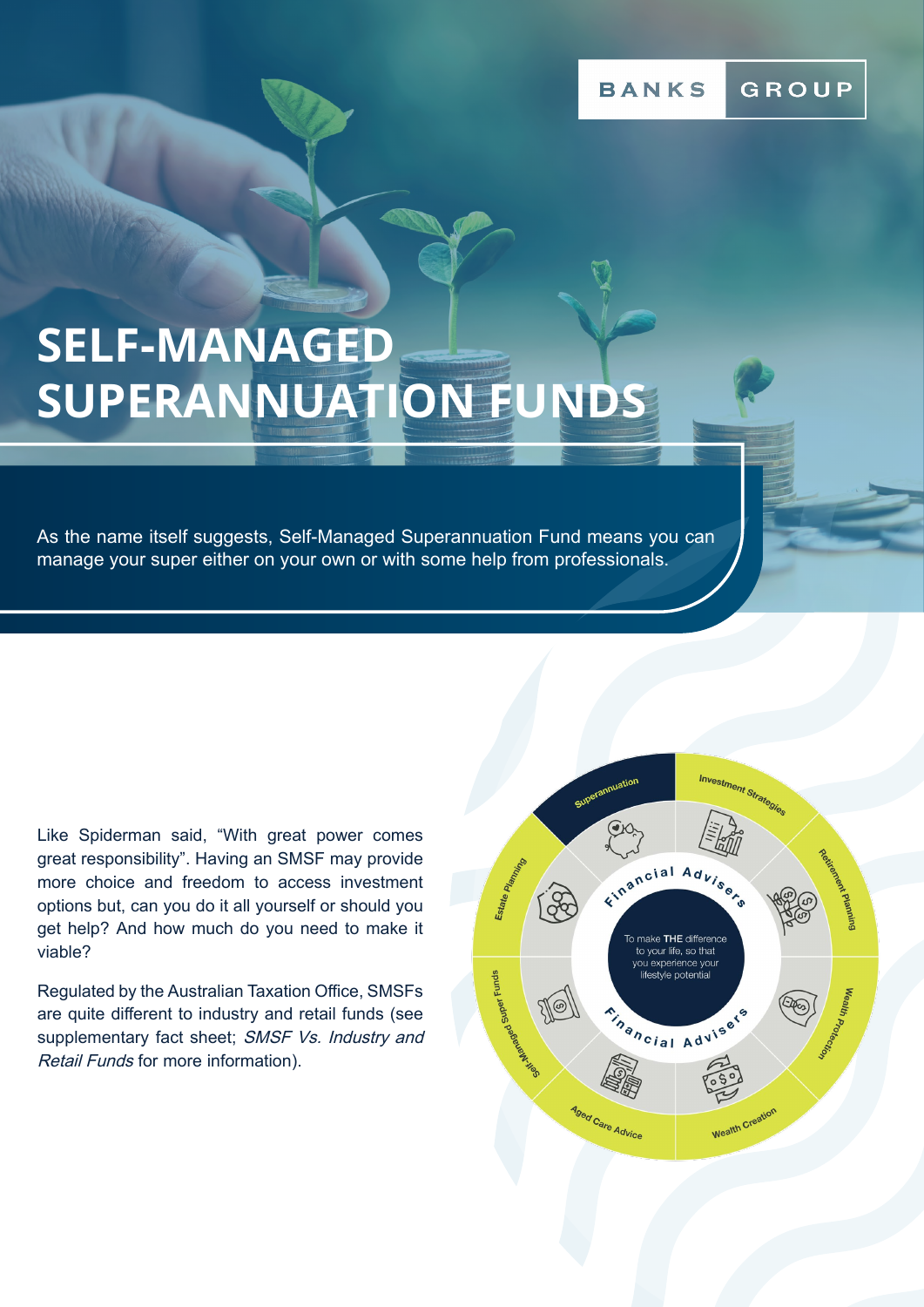# SELF-MANAGED SUPERANNUATION FUNDS

As the name itself suggests, Self-Managed Superannuation Fund means you can manage your super either on your own or with some help from professionals.

Like Spiderman said, "With great power comes great responsibility". Having an SMSF may provide more choice and freedom to access investment options but, can you do it all yourself or should you get help? And how much do you need to make it viable?

Regulated by the Australian Taxation Office, SMSFs are quite different to industry and retail funds (see supplementary fact sheet; *SMSF Vs. Industry and Retail Funds* for more information).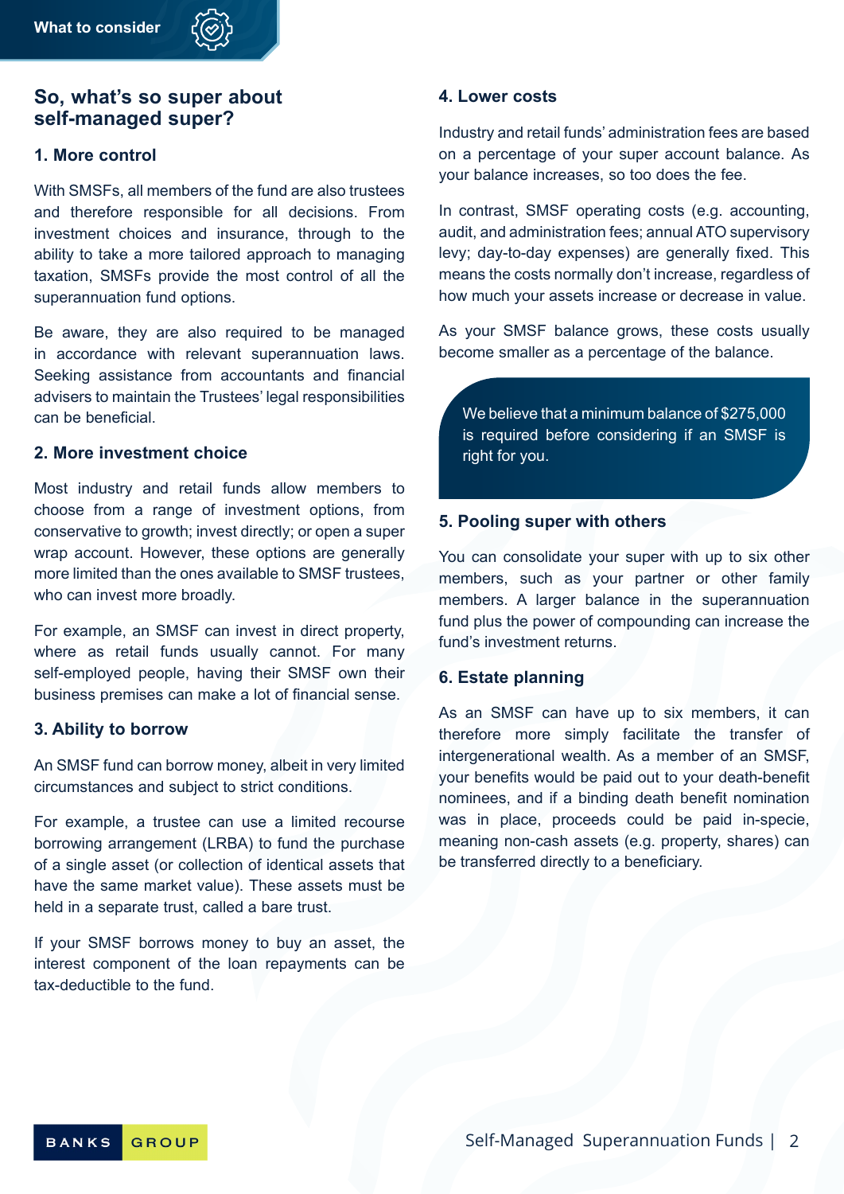What to consider

## So, what's so super about self-managed super?

### 1. More control

With SMSFs, all members of the fund are also trustees and therefore responsible for all decisions. From investment choices and insurance, through to the ability to take a more tailored approach to managing taxation, SMSFs provide the most control of all the superannuation fund options.

Be aware, they are also required to be managed in accordance with relevant superannuation laws. Seeking assistance from accountants and financial advisers to maintain the Trustees' legal responsibilities can be beneficial.

### 2. More investment choice

Most industry and retail funds allow members to choose from a range of investment options, from conservative to growth; invest directly; or open a super wrap account. However, these options are generally more limited than the ones available to SMSF trustees, who can invest more broadly.

For example, an SMSF can invest in direct property, where as retail funds usually cannot. For many self-employed people, having their SMSF own their business premises can make a lot of financial sense.

### 3. Ability to borrow

An SMSF fund can borrow money, albeit in very limited circumstances and subject to strict conditions.

For example, a trustee can use a limited recourse borrowing arrangement (LRBA) to fund the purchase of a single asset (or collection of identical assets that have the same market value). These assets must be held in a separate trust, called a bare trust.

If your SMSF borrows money to buy an asset, the interest component of the loan repayments can be tax-deductible to the fund.

### 4. Lower costs

Industry and retail funds' administration fees are based on a percentage of your super account balance. As your balance increases, so too does the fee.

In contrast, SMSF operating costs (e.g. accounting, audit, and administration fees; annual ATO supervisory levy; day-to-day expenses) are generally fixed. This means the costs normally don't increase, regardless of how much your assets increase or decrease in value.

As your SMSF balance grows, these costs usually become smaller as a percentage of the balance.

> We believe that a minimum balance of $275,000 is required before considering if an SMSF is right for you.

### 5. Pooling super with others

You can consolidate your super with up to six other members, such as your partner or other family members. A larger balance in the superannuation fund plus the power of compounding can increase the fund's investment returns.

### 6. Estate planning

As an SMSF can have up to six members, it can therefore more simply facilitate the transfer of intergenerational wealth. As a member of an SMSF, your benefits would be paid out to your death-benefit nominees, and if a binding death benefit nomination was in place, proceeds could be paid in-specie, meaning non-cash assets (e.g. property, shares) can be transferred directly to a beneficiary.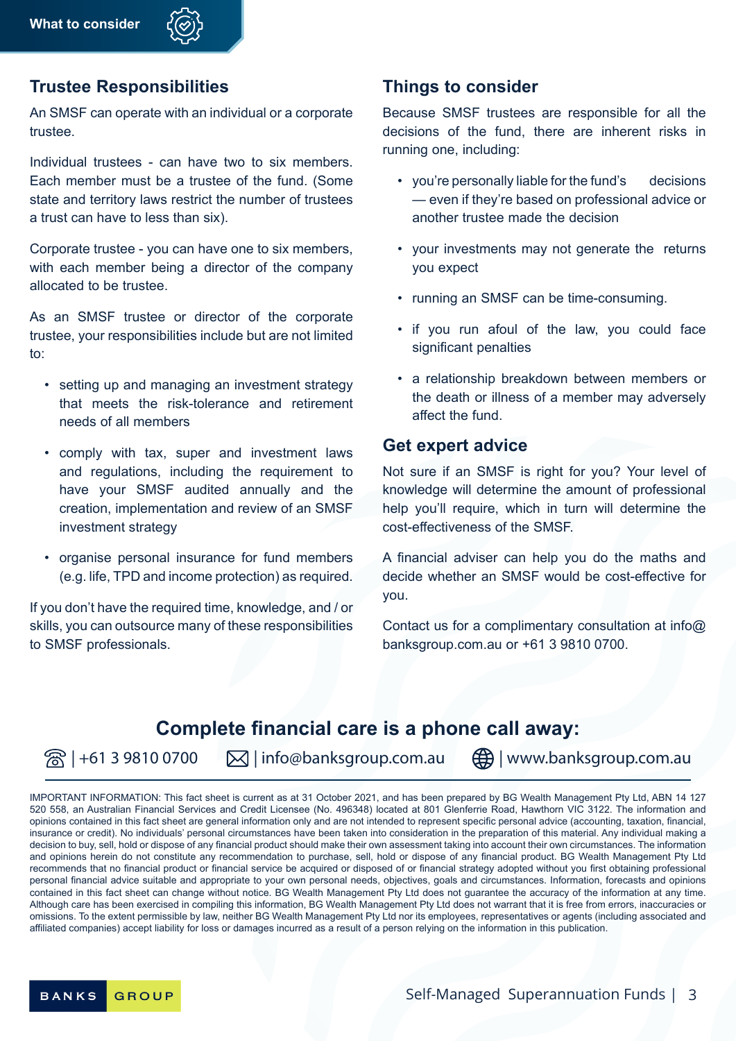What to consider

## Trustee Responsibilities

An SMSF can operate with an individual or a corporate trustee.

Individual trustees - can have two to six members. Each member must be a trustee of the fund. (Some state and territory laws restrict the number of trustees a trust can have to less than six).

Corporate trustee - you can have one to six members, with each member being a director of the company allocated to be trustee.

As an SMSF trustee or director of the corporate trustee, your responsibilities include but are not limited to:

- setting up and managing an investment strategy that meets the risk-tolerance and retirement needs of all members
- comply with tax, super and investment laws and regulations, including the requirement to have your SMSF audited annually and the creation, implementation and review of an SMSF investment strategy
- organise personal insurance for fund members (e.g. life, TPD and income protection) as required.

If you don't have the required time, knowledge, and / or skills, you can outsource many of these responsibilities to SMSF professionals.

## Things to consider

Because SMSF trustees are responsible for all the decisions of the fund, there are inherent risks in running one, including:

- you're personally liable for the fund's decisions — even if they're based on professional advice or another trustee made the decision
- your investments may not generate the returns you expect
- running an SMSF can be time-consuming.
- if you run afoul of the law, you could face significant penalties
- a relationship breakdown between members or the death or illness of a member may adversely affect the fund.

## Get expert advice

Not sure if an SMSF is right for you? Your level of knowledge will determine the amount of professional help you'll require, which in turn will determine the cost-effectiveness of the SMSF.

A financial adviser can help you do the maths and decide whether an SMSF would be cost-effective for you.

Contact us for a complimentary consultation at info@banksgroup.com.au or +61 3 9810 0700.

## Complete financial care is a phone call away:

| +61 3 9810 0700 | info@banksgroup.com.au | www.banksgroup.com.au

IMPORTANT INFORMATION: This fact sheet is current as at 31 October 2021, and has been prepared by BG Wealth Management Pty Ltd, ABN 14 127 520 558, an Australian Financial Services and Credit Licensee (No. 496348) located at 801 Glenferrie Road, Hawthorn VIC 3122. The information and opinions contained in this fact sheet are general information only and are not intended to represent specific personal advice (accounting, taxation, financial, insurance or credit). No individuals' personal circumstances have been taken into consideration in the preparation of this material. Any individual making a decision to buy, sell, hold or dispose of any financial product should make their own assessment taking into account their own circumstances. The information and opinions herein do not constitute any recommendation to purchase, sell, hold or dispose of any financial product. BG Wealth Management Pty Ltd recommends that no financial product or financial service be acquired or disposed of or financial strategy adopted without you first obtaining professional personal financial advice suitable and appropriate to your own personal needs, objectives, goals and circumstances. Information, forecasts and opinions contained in this fact sheet can change without notice. BG Wealth Management Pty Ltd does not guarantee the accuracy of the information at any time. Although care has been exercised in compiling this information, BG Wealth Management Pty Ltd does not warrant that it is free from errors, inaccuracies or omissions. To the extent permissible by law, neither BG Wealth Management Pty Ltd nor its employees, representatives or agents (including associated and affiliated companies) accept liability for loss or damages incurred as a result of a person relying on the information in this publication.

BANKS GROUP